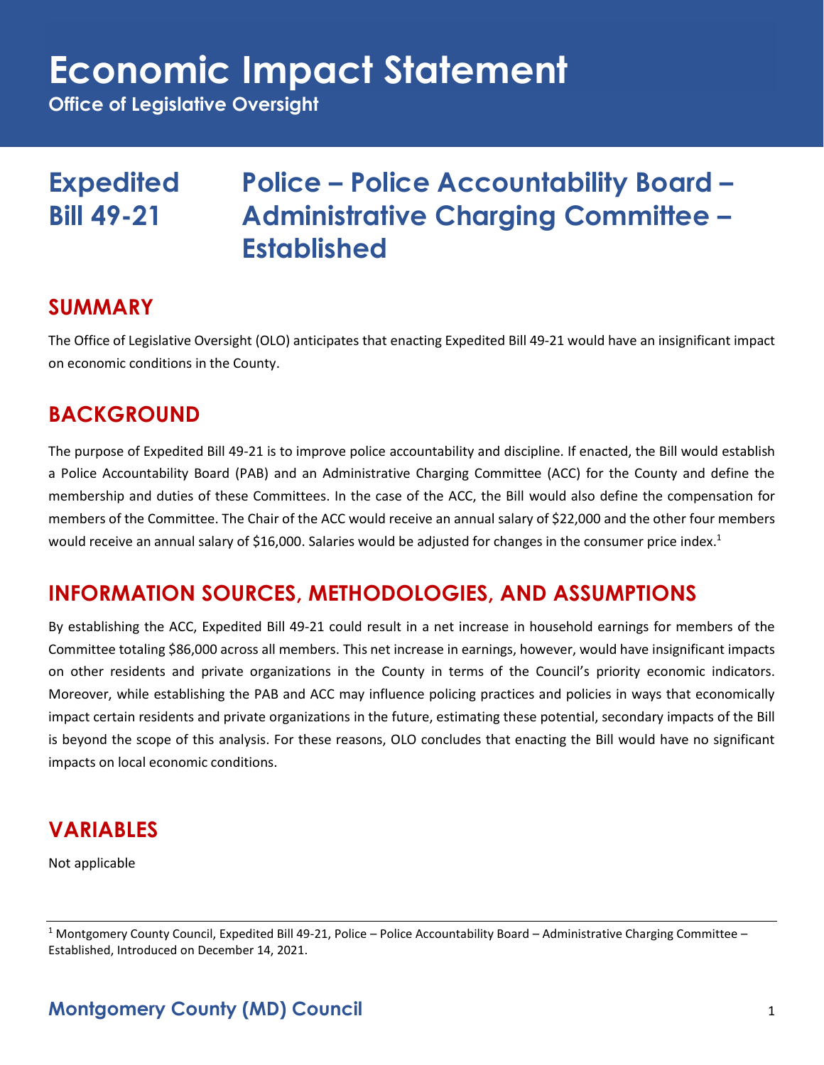# Economic Impact Statement

**Office of Legislative Oversight**

## Expedited Bill 49-21 Police – Police Accountability Board – Administrative Charging Committee – Established

## SUMMARY

The Office of Legislative Oversight (OLO) anticipates that enacting Expedited Bill 49-21 would have an insignificant impact on economic conditions in the County.

## BACKGROUND

The purpose of Expedited Bill 49-21 is to improve police accountability and discipline. If enacted, the Bill would establish a Police Accountability Board (PAB) and an Administrative Charging Committee (ACC) for the County and define the membership and duties of these Committees. In the case of the ACC, the Bill would also define the compensation for members of the Committee. The Chair of the ACC would receive an annual salary of $22,000 and the other four members would receive an annual salary of $16,000. Salaries would be adjusted for changes in the consumer price index.[1]

## INFORMATION SOURCES, METHODOLOGIES, AND ASSUMPTIONS

By establishing the ACC, Expedited Bill 49-21 could result in a net increase in household earnings for members of the Committee totaling $86,000 across all members. This net increase in earnings, however, would have insignificant impacts on other residents and private organizations in the County in terms of the Council's priority economic indicators. Moreover, while establishing the PAB and ACC may influence policing practices and policies in ways that economically impact certain residents and private organizations in the future, estimating these potential, secondary impacts of the Bill is beyond the scope of this analysis. For these reasons, OLO concludes that enacting the Bill would have no significant impacts on local economic conditions.

## VARIABLES

Not applicable

[1] Montgomery County Council, Expedited Bill 49-21, Police – Police Accountability Board – Administrative Charging Committee – Established, Introduced on December 14, 2021.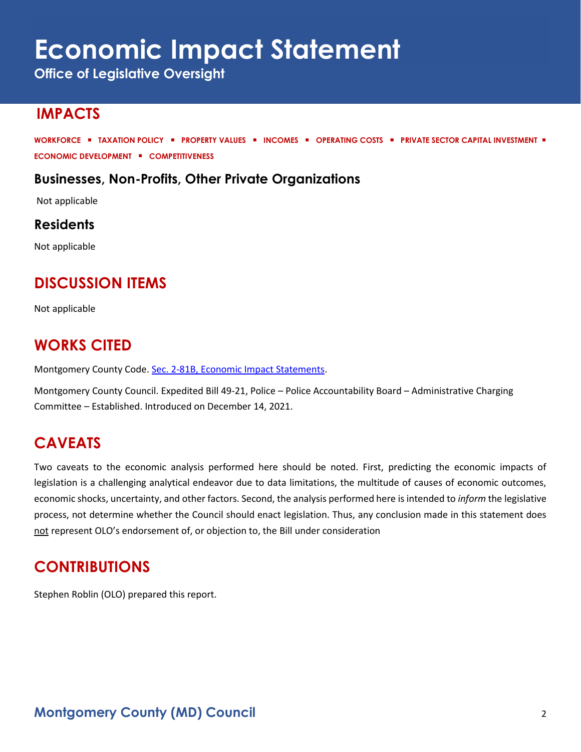# Economic Impact Statement

**Office of Legislative Oversight**

## IMPACTS

**WORKFORCE ▪ TAXATION POLICY ▪ PROPERTY VALUES ▪ INCOMES ▪ OPERATING COSTS ▪ PRIVATE SECTOR CAPITAL INVESTMENT ▪ ECONOMIC DEVELOPMENT ▪ COMPETITIVENESS**

### Businesses, Non-Profits, Other Private Organizations

Not applicable

### Residents

Not applicable

## DISCUSSION ITEMS

Not applicable

## WORKS CITED

Montgomery County Code. Sec. 2-81B, Economic Impact Statements.

Montgomery County Council. Expedited Bill 49-21, Police – Police Accountability Board – Administrative Charging Committee – Established. Introduced on December 14, 2021.

## CAVEATS

Two caveats to the economic analysis performed here should be noted. First, predicting the economic impacts of legislation is a challenging analytical endeavor due to data limitations, the multitude of causes of economic outcomes, economic shocks, uncertainty, and other factors. Second, the analysis performed here is intended to *inform* the legislative process, not determine whether the Council should enact legislation. Thus, any conclusion made in this statement does not represent OLO's endorsement of, or objection to, the Bill under consideration

## CONTRIBUTIONS

Stephen Roblin (OLO) prepared this report.